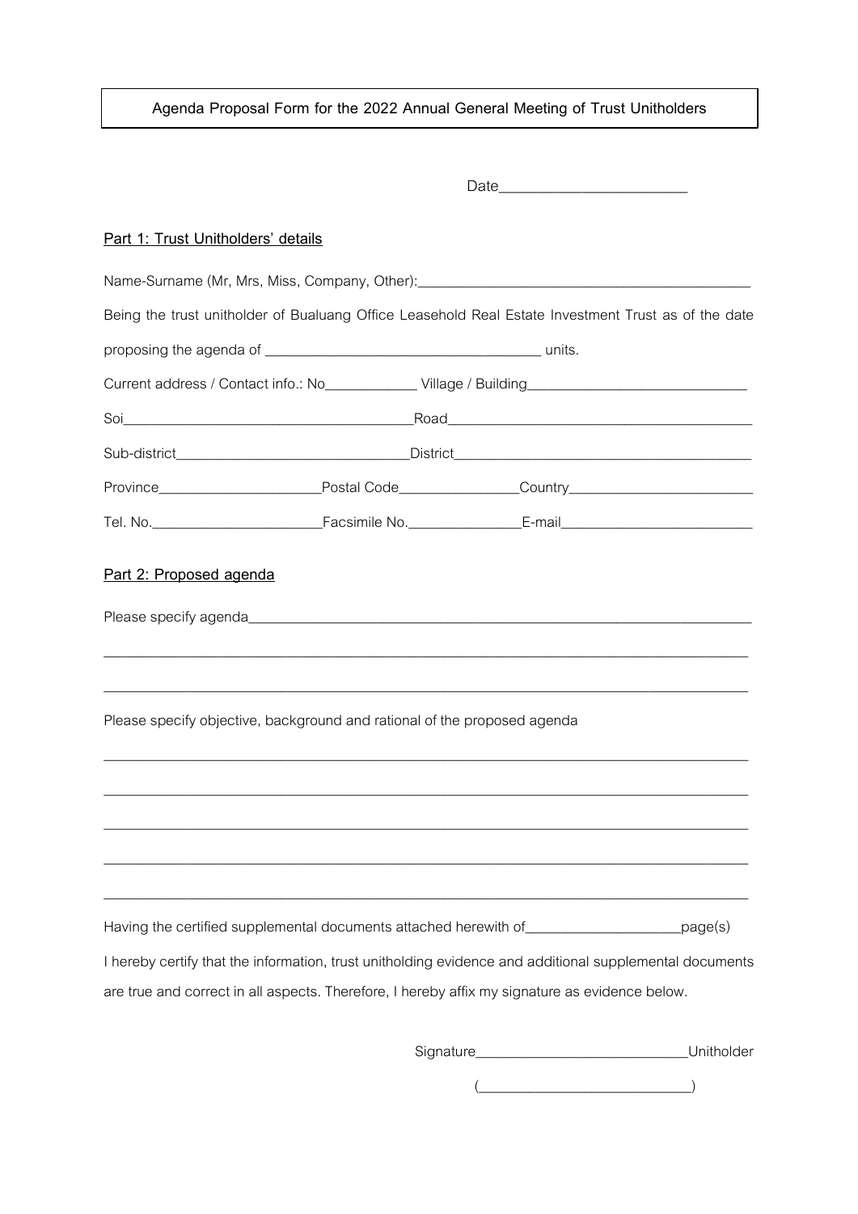**Agenda Proposal Form for the 2022 Annual General Meeting of Trust Unitholders**

Date________________________

**Part 1: Trust Unitholders' details**

Name-Surname (Mr, Mrs, Miss, Company, Other):_____________________________________________

Being the trust unitholder of Bualuang Office Leasehold Real Estate Investment Trust as of the date proposing the agenda of ____________________________________ units.

Current address / Contact info.: No____________ Village / Building_____________________________

Soi_______________________________________Road_________________________________________

Sub-district_______________________________District_______________________________________

Province_____________________Postal Code________________Country________________________

Tel. No.______________________Facsimile No._______________E-mail_________________________

**Part 2: Proposed agenda**

Please specify agenda_______________________________________________________________________

_____________________________________________________________________________________

_____________________________________________________________________________________

Please specify objective, background and rational of the proposed agenda

_____________________________________________________________________________________

_____________________________________________________________________________________

_____________________________________________________________________________________

_____________________________________________________________________________________

_____________________________________________________________________________________

Having the certified supplemental documents attached herewith of_____________________page(s)

I hereby certify that the information, trust unitholding evidence and additional supplemental documents are true and correct in all aspects. Therefore, I hereby affix my signature as evidence below.

Signature____________________________Unitholder

(____________________________)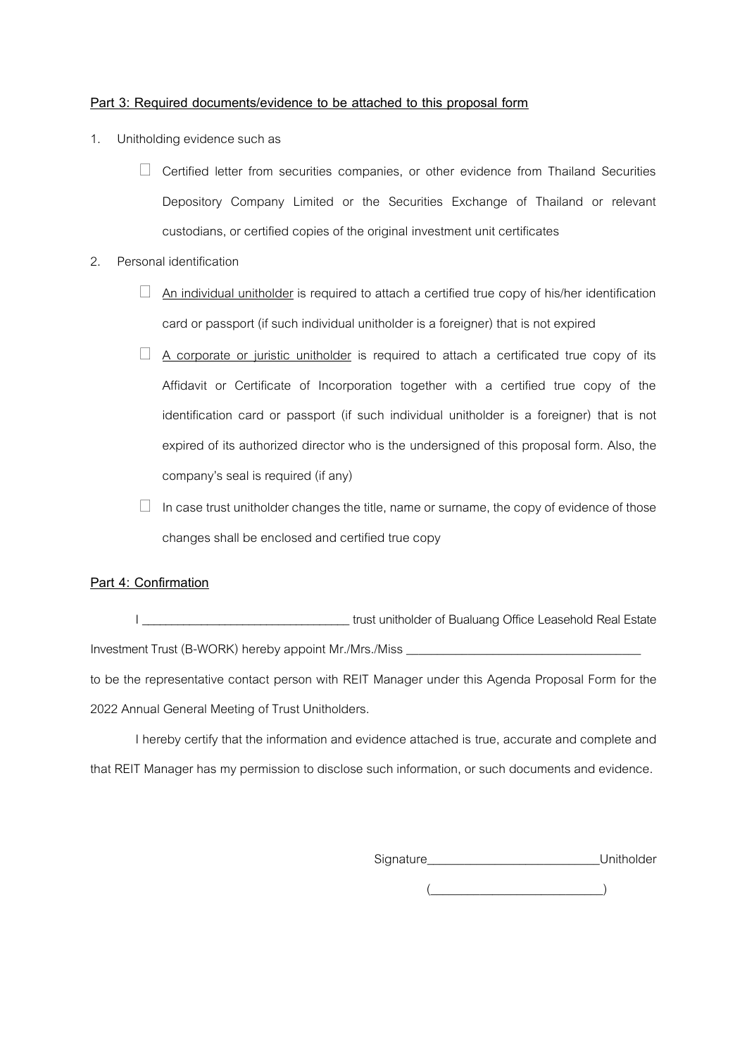**Part 3: Required documents/evidence to be attached to this proposal form**

1. Unitholding evidence such as

   ☐ Certified letter from securities companies, or other evidence from Thailand Securities Depository Company Limited or the Securities Exchange of Thailand or relevant custodians, or certified copies of the original investment unit certificates

2. Personal identification

   ☐ An individual unitholder is required to attach a certified true copy of his/her identification card or passport (if such individual unitholder is a foreigner) that is not expired

   ☐ A corporate or juristic unitholder is required to attach a certificated true copy of its Affidavit or Certificate of Incorporation together with a certified true copy of the identification card or passport (if such individual unitholder is a foreigner) that is not expired of its authorized director who is the undersigned of this proposal form. Also, the company's seal is required (if any)

   ☐ In case trust unitholder changes the title, name or surname, the copy of evidence of those changes shall be enclosed and certified true copy

**Part 4: Confirmation**

I ________________________________ trust unitholder of Bualuang Office Leasehold Real Estate Investment Trust (B-WORK) hereby appoint Mr./Mrs./Miss ______________________________________ to be the representative contact person with REIT Manager under this Agenda Proposal Form for the 2022 Annual General Meeting of Trust Unitholders.

I hereby certify that the information and evidence attached is true, accurate and complete and that REIT Manager has my permission to disclose such information, or such documents and evidence.

Signature___________________________Unitholder

(___________________________)